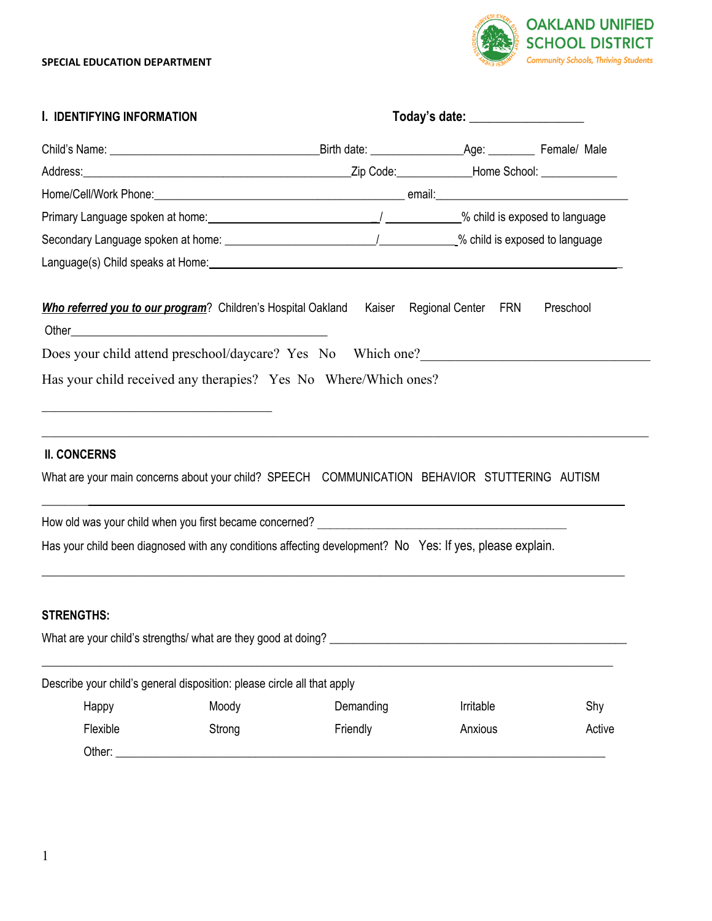**SPECIAL EDUCATION DEPARTMENT**

**OAKLAND UNIFIED SCHOOL DISTRICT**
*Community Schools, Thriving Students*

## I. IDENTIFYING INFORMATION

**Today's date:** ___________________

Child's Name: ___________________________________ Birth date: _______________ Age: ________ Female/ Male

Address: _____________________________________________ Zip Code: ____________ Home School: _____________

Home/Cell/Work Phone: __________________________________________ email: ________________________________

Primary Language spoken at home: ___________________________ / _____________ % child is exposed to language

Secondary Language spoken at home: _________________________ / _____________ % child is exposed to language

Language(s) Child speaks at Home: ___________________________________________________________________

***Who referred you to our program***? Children's Hospital Oakland   Kaiser   Regional Center   FRN   Preschool

Other ___________________________________________

Does your child attend preschool/daycare? Yes  No   Which one? ___________________________________

Has your child received any therapies? Yes  No  Where/Which ones?

_______________________________________

___________________________________________________________________________________________

## II. CONCERNS

What are your main concerns about your child? SPEECH   COMMUNICATION   BEHAVIOR   STUTTERING   AUTISM

___________________________________________________________________________________________

How old was your child when you first became concerned? __________________________________________

Has your child been diagnosed with any conditions affecting development? No  Yes: If yes, please explain.

___________________________________________________________________________________________

## STRENGTHS:

What are your child's strengths/ what are they good at doing? ___________________________________________

___________________________________________________________________________________________

Describe your child's general disposition: please circle all that apply

| | | | | |
|---|---|---|---|---|
| Happy | Moody | Demanding | Irritable | Shy |
| Flexible | Strong | Friendly | Anxious | Active |

Other: _____________________________________________________________________________________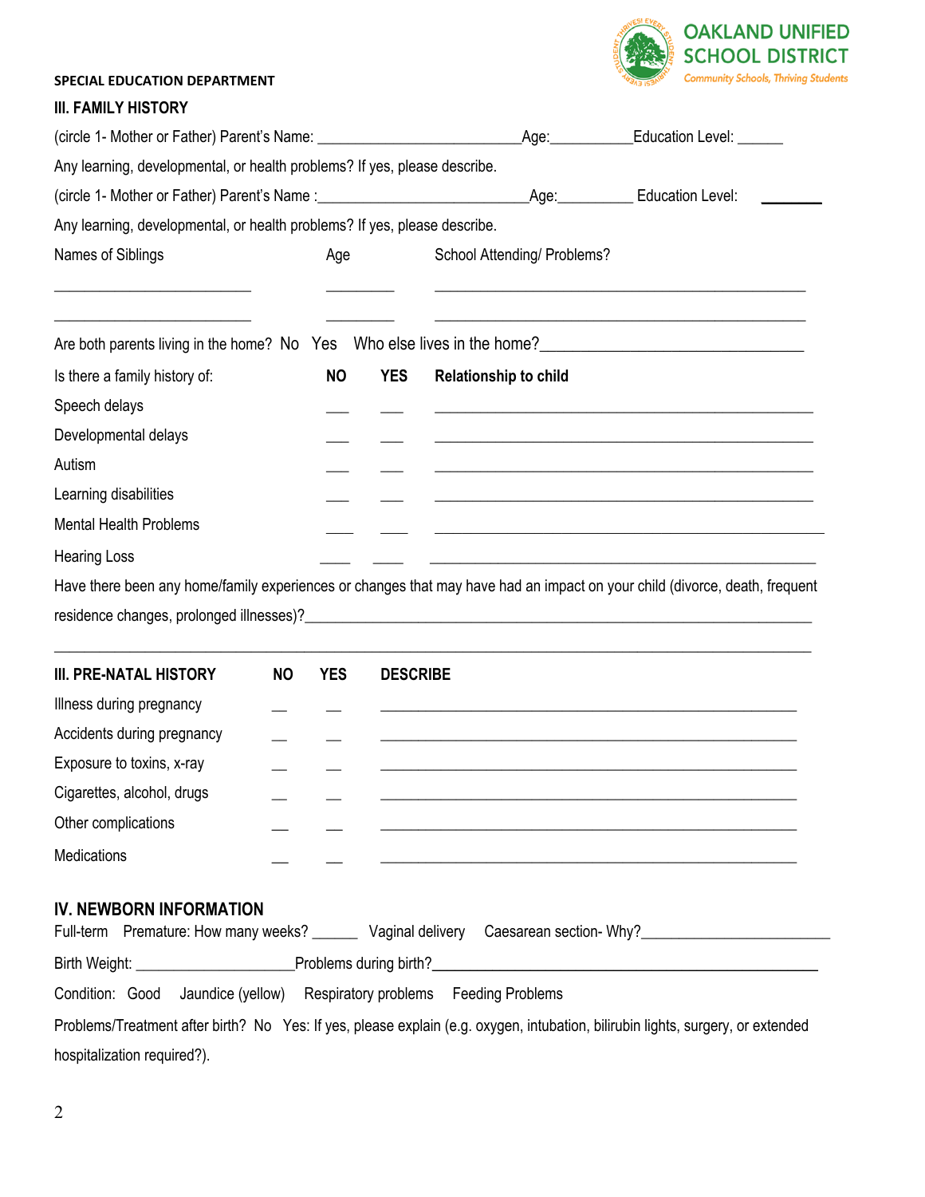SPECIAL EDUCATION DEPARTMENT

OAKLAND UNIFIED SCHOOL DISTRICT
*Community Schools, Thriving Students*

## III. FAMILY HISTORY

(circle 1- Mother or Father) Parent's Name: ___________________________Age:___________Education Level: ______

Any learning, developmental, or health problems? If yes, please describe.

(circle 1- Mother or Father) Parent's Name :___________________________Age:__________ Education Level: ________

Any learning, developmental, or health problems? If yes, please describe.

| Names of Siblings | Age | School Attending/ Problems? |
|---|---|---|
| ___________________________ | _________ | ___________________________________________________ |
| ___________________________ | _________ | ___________________________________________________ |

Are both parents living in the home? No Yes Who else lives in the home?_________________________________

| Is there a family history of: | NO | YES | Relationship to child |
|---|---|---|---|
| Speech delays | ___ | ___ | ____________________________________________________ |
| Developmental delays | ___ | ___ | ____________________________________________________ |
| Autism | ___ | ___ | ____________________________________________________ |
| Learning disabilities | ___ | ___ | ____________________________________________________ |
| Mental Health Problems | ___ | ___ | ____________________________________________________ |
| Hearing Loss | ___ | ___ | ____________________________________________________ |

Have there been any home/family experiences or changes that may have had an impact on your child (divorce, death, frequent residence changes, prolonged illnesses)?___________________________________________________________________

__________________________________________________________________________________________________

| III. PRE-NATAL HISTORY | NO | YES | DESCRIBE |
|---|---|---|---|
| Illness during pregnancy | __ | __ | _________________________________________________________ |
| Accidents during pregnancy | __ | __ | _________________________________________________________ |
| Exposure to toxins, x-ray | __ | __ | _________________________________________________________ |
| Cigarettes, alcohol, drugs | __ | __ | _________________________________________________________ |
| Other complications | __ | __ | _________________________________________________________ |
| Medications | __ | __ | _________________________________________________________ |

## IV. NEWBORN INFORMATION

Full-term Premature: How many weeks? ______ Vaginal delivery Caesarean section- Why?________________________

Birth Weight: ____________________Problems during birth?_________________________________________________

Condition: Good Jaundice (yellow) Respiratory problems Feeding Problems

Problems/Treatment after birth? No Yes: If yes, please explain (e.g. oxygen, intubation, bilirubin lights, surgery, or extended hospitalization required?).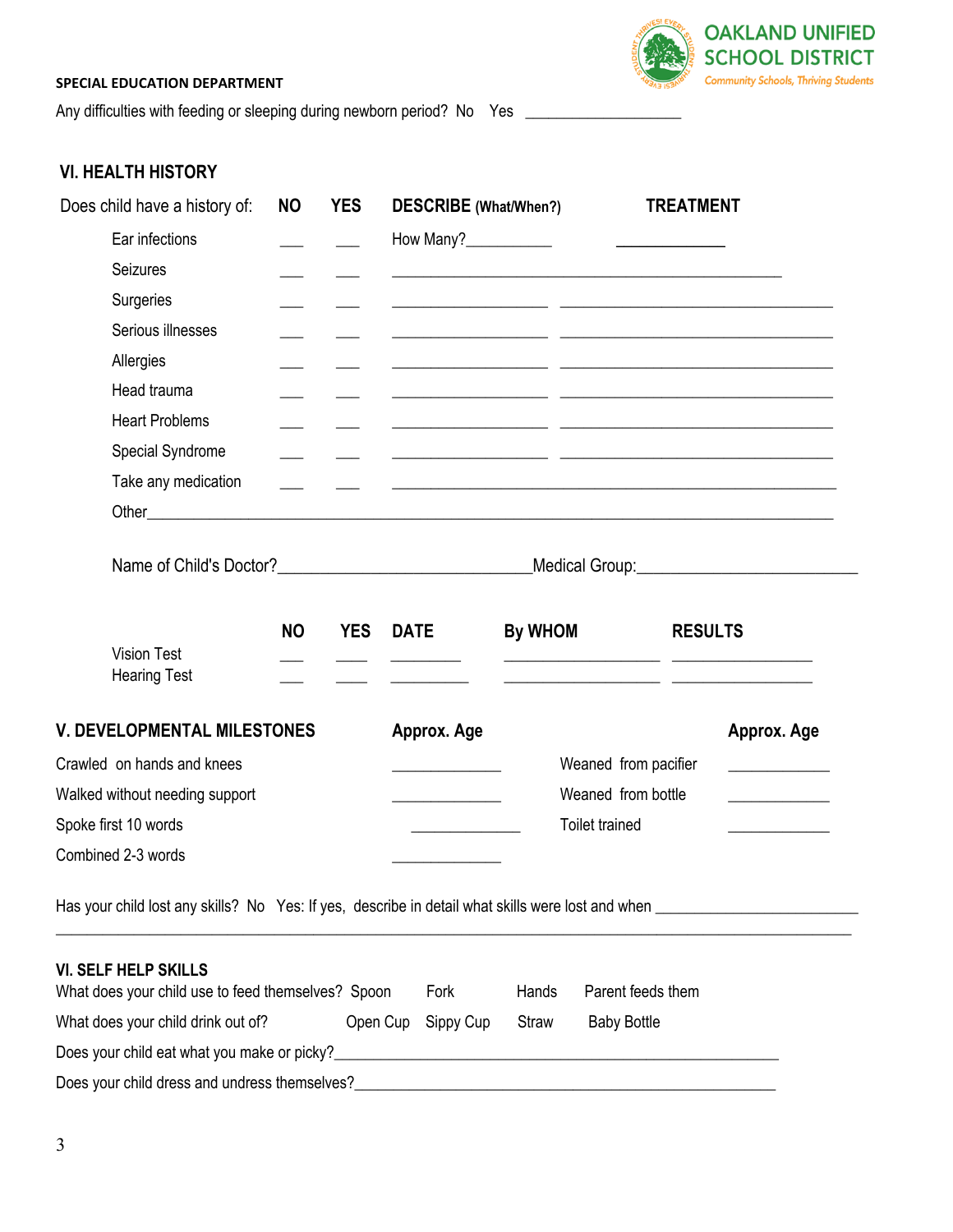SPECIAL EDUCATION DEPARTMENT

OAKLAND UNIFIED SCHOOL DISTRICT
Community Schools, Thriving Students

Any difficulties with feeding or sleeping during newborn period? No Yes ___________________

## VI. HEALTH HISTORY

| Does child have a history of: | NO | YES | DESCRIBE (What/When?) | TREATMENT |
|---|---|---|---|---|
| Ear infections | ___ | ___ | How Many?__________ | ____________ |
| Seizures | ___ | ___ | ________________________________________________ | |
| Surgeries | ___ | ___ | ___________________ | _________________________________ |
| Serious illnesses | ___ | ___ | ___________________ | _________________________________ |
| Allergies | ___ | ___ | ___________________ | _________________________________ |
| Head trauma | ___ | ___ | ___________________ | _________________________________ |
| Heart Problems | ___ | ___ | ___________________ | _________________________________ |
| Special Syndrome | ___ | ___ | ___________________ | _________________________________ |
| Take any medication | ___ | ___ | ______________________________________________________ | |

Other_________________________________________________________________________________

Name of Child's Doctor?_____________________________Medical Group:_________________________

| | NO | YES | DATE | By WHOM | RESULTS |
|---|---|---|---|---|---|
| Vision Test | ___ | ___ | ________ | ___________________ | _________________ |
| Hearing Test | ___ | ___ | _________ | ___________________ | _________________ |

## V. DEVELOPMENTAL MILESTONES

| | Approx. Age | | Approx. Age |
|---|---|---|---|
| Crawled on hands and knees | _____________ | Weaned from pacifier | ____________ |
| Walked without needing support | _____________ | Weaned from bottle | ____________ |
| Spoke first 10 words | _____________ | Toilet trained | ____________ |
| Combined 2-3 words | _____________ | | |

Has your child lost any skills? No Yes: If yes, describe in detail what skills were lost and when ________________________
_______________________________________________________________________________________________

## VI. SELF HELP SKILLS

What does your child use to feed themselves? Spoon Fork Hands Parent feeds them

What does your child drink out of? Open Cup Sippy Cup Straw Baby Bottle

Does your child eat what you make or picky?_____________________________________________________

Does your child dress and undress themselves?___________________________________________________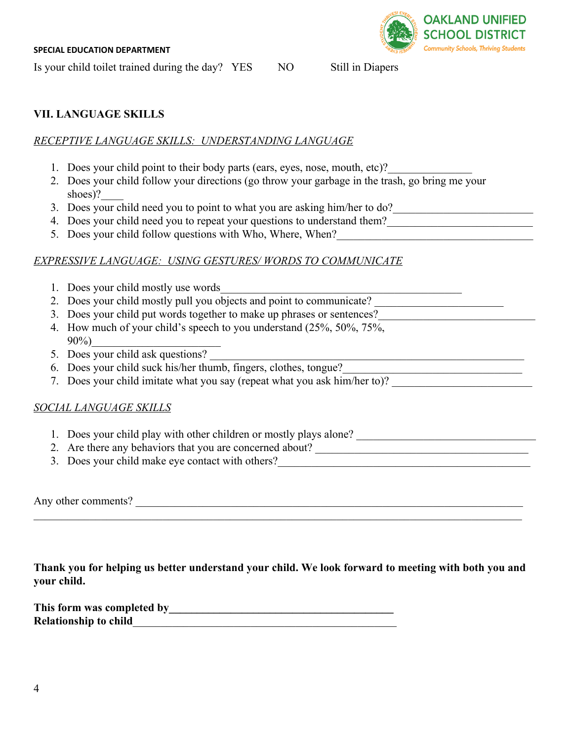SPECIAL EDUCATION DEPARTMENT

OAKLAND UNIFIED SCHOOL DISTRICT
Community Schools, Thriving Students

Is your child toilet trained during the day? YES NO Still in Diapers

## VII. LANGUAGE SKILLS

*RECEPTIVE LANGUAGE SKILLS: UNDERSTANDING LANGUAGE*

1. Does your child point to their body parts (ears, eyes, nose, mouth, etc)?_______________
2. Does your child follow your directions (go throw your garbage in the trash, go bring me your shoes)?____
3. Does your child need you to point to what you are asking him/her to do?_________________________
4. Does your child need you to repeat your questions to understand them?__________________________
5. Does your child follow questions with Who, Where, When?___________________________________

*EXPRESSIVE LANGUAGE: USING GESTURES/ WORDS TO COMMUNICATE*

1. Does your child mostly use words____________________________________________
2. Does your child mostly pull you objects and point to communicate? _______________________
3. Does your child put words together to make up phrases or sentences?_____________________________
4. How much of your child's speech to you understand (25%, 50%, 75%, 90%)_______________________
5. Does your child ask questions? __________________________________________________________
6. Does your child suck his/her thumb, fingers, clothes, tongue?________________________________
7. Does your child imitate what you say (repeat what you ask him/her to)? ________________________

*SOCIAL LANGUAGE SKILLS*

1. Does your child play with other children or mostly plays alone? _________________________________
2. Are there any behaviors that you are concerned about? ________________________________________
3. Does your child make eye contact with others?______________________________________________

Any other comments? ___________________________________________________________________________
____________________________________________________________________________________________

**Thank you for helping us better understand your child. We look forward to meeting with both you and your child.**

**This form was completed by**_________________________________________
**Relationship to child**_________________________________________________